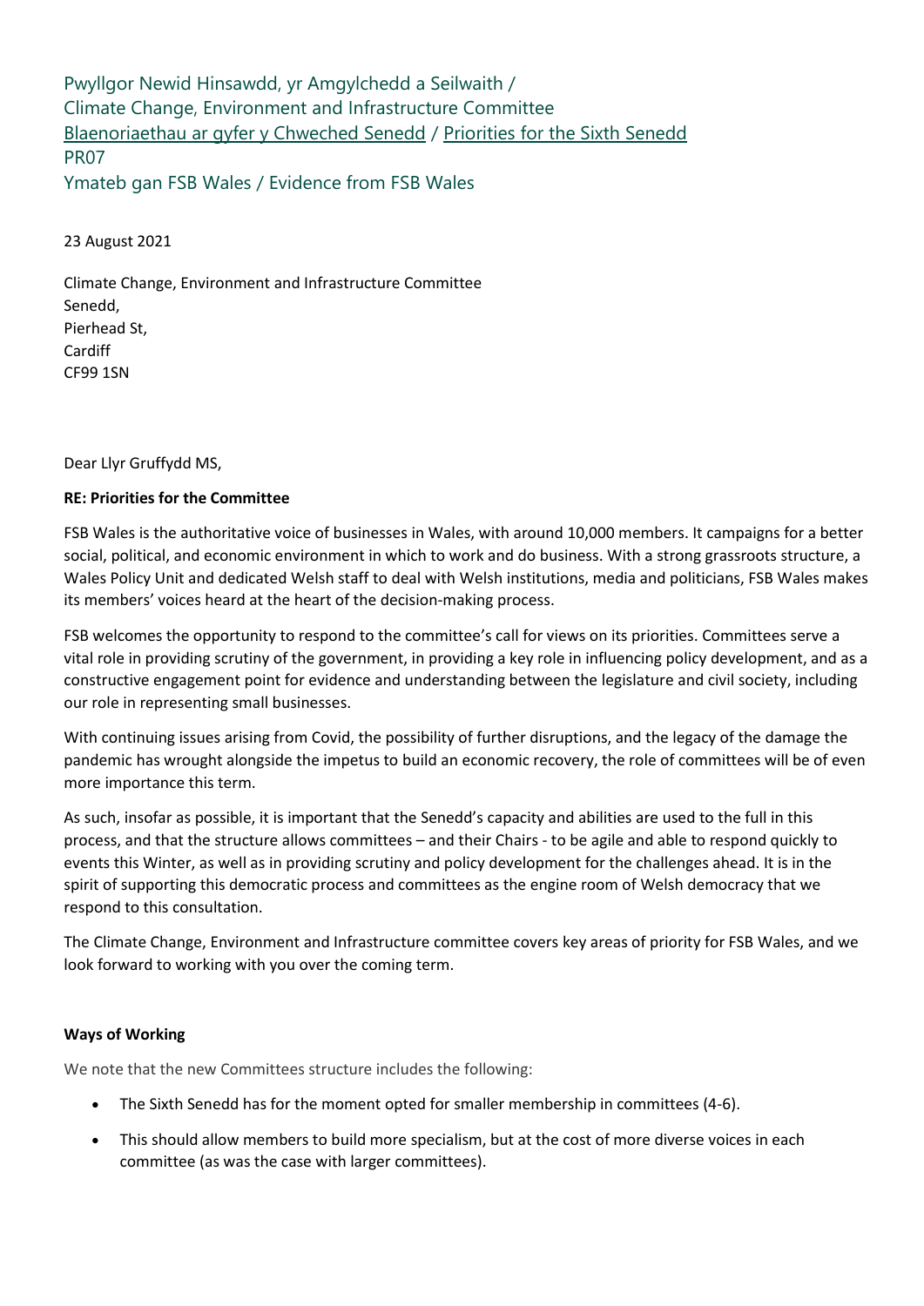Pwyllgor Newid Hinsawdd, yr Amgylchedd a Seilwaith /
Climate Change, Environment and Infrastructure Committee
Blaenoriaethau ar gyfer y Chweched Senedd / Priorities for the Sixth Senedd
PR07
Ymateb gan FSB Wales / Evidence from FSB Wales

23 August 2021

Climate Change, Environment and Infrastructure Committee
Senedd,
Pierhead St,
Cardiff
CF99 1SN

Dear Llyr Gruffydd MS,

**RE: Priorities for the Committee**

FSB Wales is the authoritative voice of businesses in Wales, with around 10,000 members. It campaigns for a better social, political, and economic environment in which to work and do business. With a strong grassroots structure, a Wales Policy Unit and dedicated Welsh staff to deal with Welsh institutions, media and politicians, FSB Wales makes its members' voices heard at the heart of the decision-making process.

FSB welcomes the opportunity to respond to the committee's call for views on its priorities. Committees serve a vital role in providing scrutiny of the government, in providing a key role in influencing policy development, and as a constructive engagement point for evidence and understanding between the legislature and civil society, including our role in representing small businesses.

With continuing issues arising from Covid, the possibility of further disruptions, and the legacy of the damage the pandemic has wrought alongside the impetus to build an economic recovery, the role of committees will be of even more importance this term.

As such, insofar as possible, it is important that the Senedd's capacity and abilities are used to the full in this process, and that the structure allows committees – and their Chairs - to be agile and able to respond quickly to events this Winter, as well as in providing scrutiny and policy development for the challenges ahead. It is in the spirit of supporting this democratic process and committees as the engine room of Welsh democracy that we respond to this consultation.

The Climate Change, Environment and Infrastructure committee covers key areas of priority for FSB Wales, and we look forward to working with you over the coming term.

**Ways of Working**

We note that the new Committees structure includes the following:

- The Sixth Senedd has for the moment opted for smaller membership in committees (4-6).
- This should allow members to build more specialism, but at the cost of more diverse voices in each committee (as was the case with larger committees).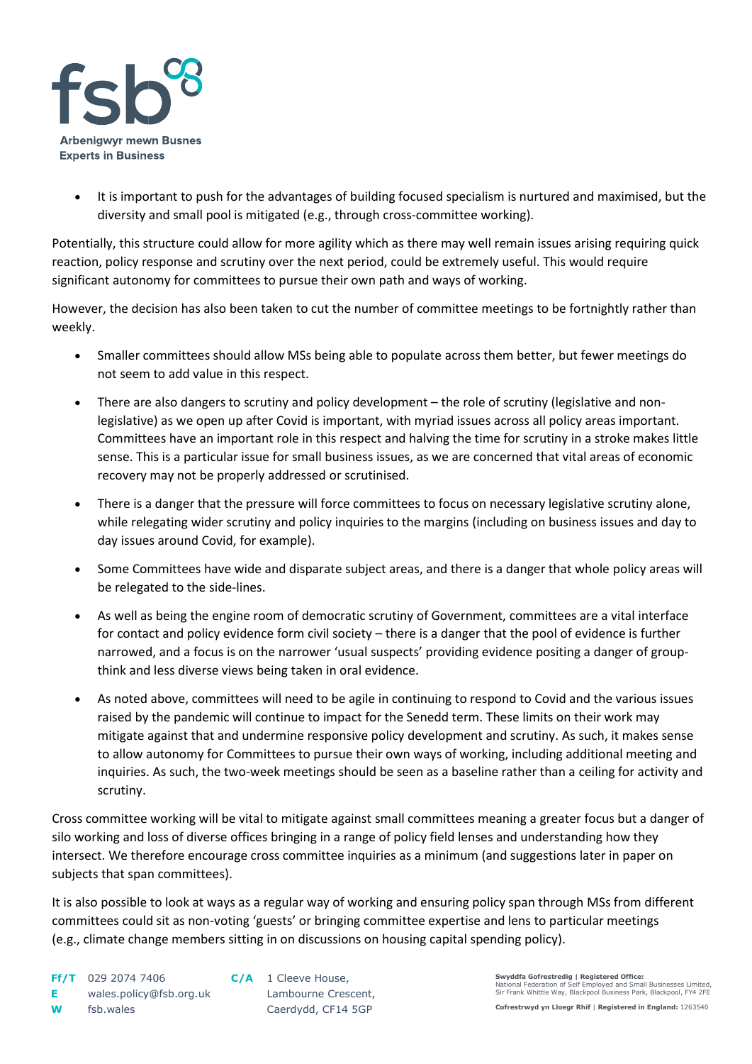- It is important to push for the advantages of building focused specialism is nurtured and maximised, but the diversity and small pool is mitigated (e.g., through cross-committee working).

Potentially, this structure could allow for more agility which as there may well remain issues arising requiring quick reaction, policy response and scrutiny over the next period, could be extremely useful. This would require significant autonomy for committees to pursue their own path and ways of working.

However, the decision has also been taken to cut the number of committee meetings to be fortnightly rather than weekly.

- Smaller committees should allow MSs being able to populate across them better, but fewer meetings do not seem to add value in this respect.
- There are also dangers to scrutiny and policy development – the role of scrutiny (legislative and non-legislative) as we open up after Covid is important, with myriad issues across all policy areas important. Committees have an important role in this respect and halving the time for scrutiny in a stroke makes little sense. This is a particular issue for small business issues, as we are concerned that vital areas of economic recovery may not be properly addressed or scrutinised.
- There is a danger that the pressure will force committees to focus on necessary legislative scrutiny alone, while relegating wider scrutiny and policy inquiries to the margins (including on business issues and day to day issues around Covid, for example).
- Some Committees have wide and disparate subject areas, and there is a danger that whole policy areas will be relegated to the side-lines.
- As well as being the engine room of democratic scrutiny of Government, committees are a vital interface for contact and policy evidence form civil society – there is a danger that the pool of evidence is further narrowed, and a focus is on the narrower 'usual suspects' providing evidence positing a danger of group-think and less diverse views being taken in oral evidence.
- As noted above, committees will need to be agile in continuing to respond to Covid and the various issues raised by the pandemic will continue to impact for the Senedd term. These limits on their work may mitigate against that and undermine responsive policy development and scrutiny. As such, it makes sense to allow autonomy for Committees to pursue their own ways of working, including additional meeting and inquiries. As such, the two-week meetings should be seen as a baseline rather than a ceiling for activity and scrutiny.

Cross committee working will be vital to mitigate against small committees meaning a greater focus but a danger of silo working and loss of diverse offices bringing in a range of policy field lenses and understanding how they intersect. We therefore encourage cross committee inquiries as a minimum (and suggestions later in paper on subjects that span committees).

It is also possible to look at ways as a regular way of working and ensuring policy span through MSs from different committees could sit as non-voting 'guests' or bringing committee expertise and lens to particular meetings (e.g., climate change members sitting in on discussions on housing capital spending policy).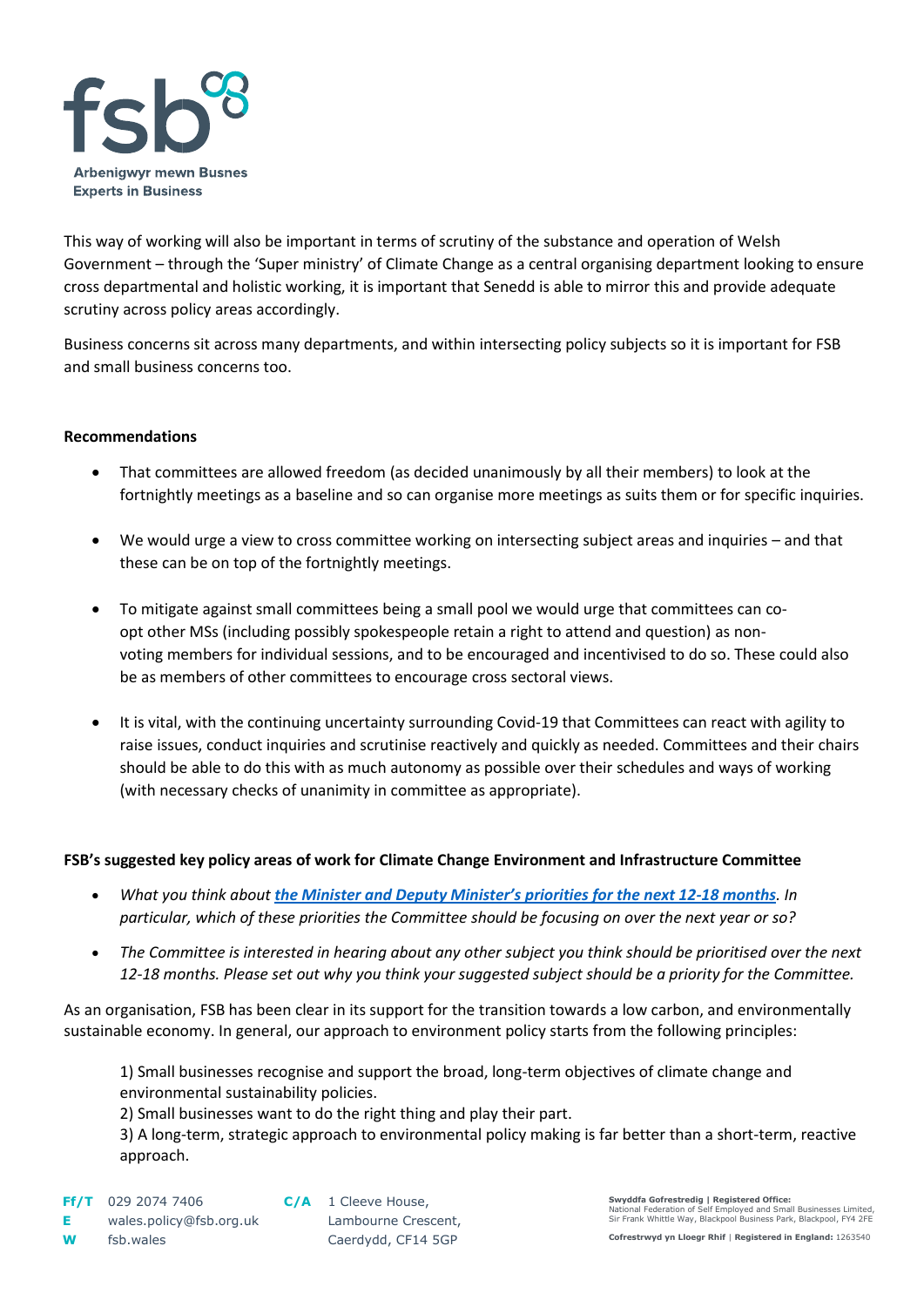This way of working will also be important in terms of scrutiny of the substance and operation of Welsh Government – through the 'Super ministry' of Climate Change as a central organising department looking to ensure cross departmental and holistic working, it is important that Senedd is able to mirror this and provide adequate scrutiny across policy areas accordingly.

Business concerns sit across many departments, and within intersecting policy subjects so it is important for FSB and small business concerns too.

**Recommendations**

- That committees are allowed freedom (as decided unanimously by all their members) to look at the fortnightly meetings as a baseline and so can organise more meetings as suits them or for specific inquiries.
- We would urge a view to cross committee working on intersecting subject areas and inquiries – and that these can be on top of the fortnightly meetings.
- To mitigate against small committees being a small pool we would urge that committees can co-opt other MSs (including possibly spokespeople retain a right to attend and question) as non-voting members for individual sessions, and to be encouraged and incentivised to do so. These could also be as members of other committees to encourage cross sectoral views.
- It is vital, with the continuing uncertainty surrounding Covid-19 that Committees can react with agility to raise issues, conduct inquiries and scrutinise reactively and quickly as needed. Committees and their chairs should be able to do this with as much autonomy as possible over their schedules and ways of working (with necessary checks of unanimity in committee as appropriate).

**FSB's suggested key policy areas of work for Climate Change Environment and Infrastructure Committee**

- *What you think about **the Minister and Deputy Minister's priorities for the next 12-18 months**. In particular, which of these priorities the Committee should be focusing on over the next year or so?*
- *The Committee is interested in hearing about any other subject you think should be prioritised over the next 12-18 months. Please set out why you think your suggested subject should be a priority for the Committee.*

As an organisation, FSB has been clear in its support for the transition towards a low carbon, and environmentally sustainable economy. In general, our approach to environment policy starts from the following principles:

1) Small businesses recognise and support the broad, long-term objectives of climate change and environmental sustainability policies.
2) Small businesses want to do the right thing and play their part.
3) A long-term, strategic approach to environmental policy making is far better than a short-term, reactive approach.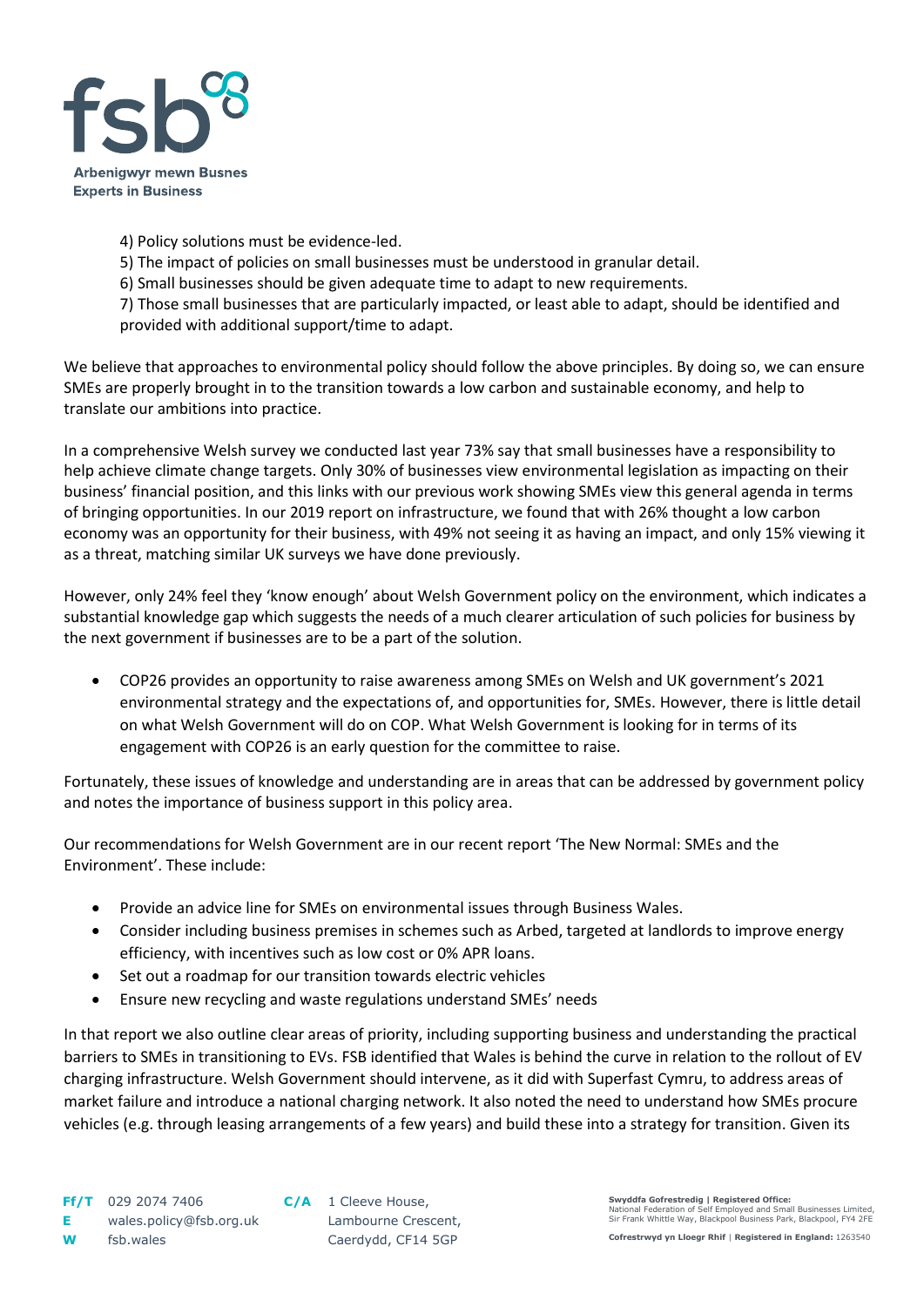4) Policy solutions must be evidence-led.
5) The impact of policies on small businesses must be understood in granular detail.
6) Small businesses should be given adequate time to adapt to new requirements.
7) Those small businesses that are particularly impacted, or least able to adapt, should be identified and provided with additional support/time to adapt.

We believe that approaches to environmental policy should follow the above principles. By doing so, we can ensure SMEs are properly brought in to the transition towards a low carbon and sustainable economy, and help to translate our ambitions into practice.

In a comprehensive Welsh survey we conducted last year 73% say that small businesses have a responsibility to help achieve climate change targets. Only 30% of businesses view environmental legislation as impacting on their business' financial position, and this links with our previous work showing SMEs view this general agenda in terms of bringing opportunities. In our 2019 report on infrastructure, we found that with 26% thought a low carbon economy was an opportunity for their business, with 49% not seeing it as having an impact, and only 15% viewing it as a threat, matching similar UK surveys we have done previously.

However, only 24% feel they 'know enough' about Welsh Government policy on the environment, which indicates a substantial knowledge gap which suggests the needs of a much clearer articulation of such policies for business by the next government if businesses are to be a part of the solution.

- COP26 provides an opportunity to raise awareness among SMEs on Welsh and UK government's 2021 environmental strategy and the expectations of, and opportunities for, SMEs. However, there is little detail on what Welsh Government will do on COP. What Welsh Government is looking for in terms of its engagement with COP26 is an early question for the committee to raise.

Fortunately, these issues of knowledge and understanding are in areas that can be addressed by government policy and notes the importance of business support in this policy area.

Our recommendations for Welsh Government are in our recent report 'The New Normal: SMEs and the Environment'. These include:

- Provide an advice line for SMEs on environmental issues through Business Wales.
- Consider including business premises in schemes such as Arbed, targeted at landlords to improve energy efficiency, with incentives such as low cost or 0% APR loans.
- Set out a roadmap for our transition towards electric vehicles
- Ensure new recycling and waste regulations understand SMEs' needs

In that report we also outline clear areas of priority, including supporting business and understanding the practical barriers to SMEs in transitioning to EVs. FSB identified that Wales is behind the curve in relation to the rollout of EV charging infrastructure. Welsh Government should intervene, as it did with Superfast Cymru, to address areas of market failure and introduce a national charging network. It also noted the need to understand how SMEs procure vehicles (e.g. through leasing arrangements of a few years) and build these into a strategy for transition. Given its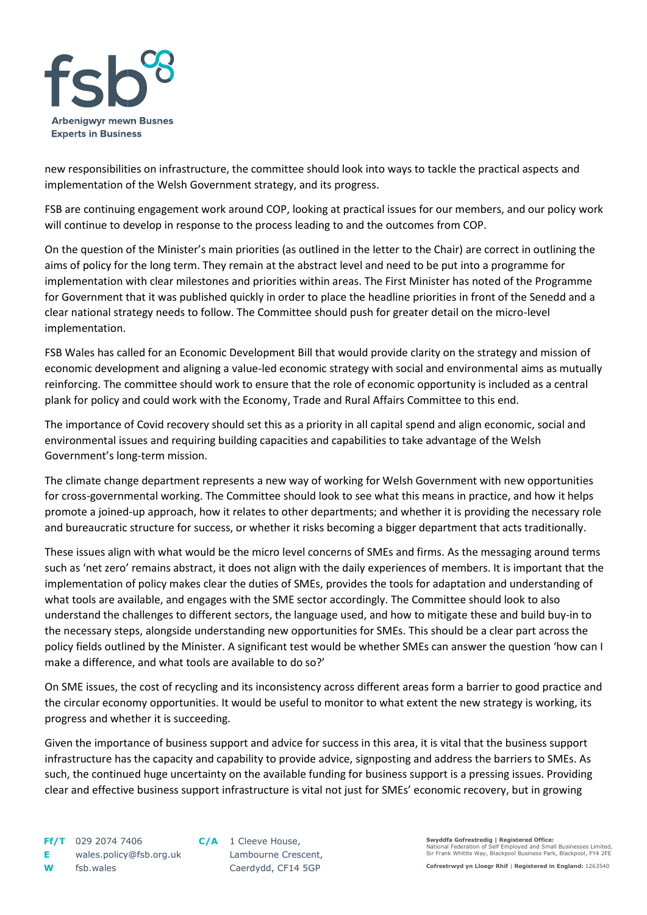new responsibilities on infrastructure, the committee should look into ways to tackle the practical aspects and implementation of the Welsh Government strategy, and its progress.

FSB are continuing engagement work around COP, looking at practical issues for our members, and our policy work will continue to develop in response to the process leading to and the outcomes from COP.

On the question of the Minister's main priorities (as outlined in the letter to the Chair) are correct in outlining the aims of policy for the long term. They remain at the abstract level and need to be put into a programme for implementation with clear milestones and priorities within areas. The First Minister has noted of the Programme for Government that it was published quickly in order to place the headline priorities in front of the Senedd and a clear national strategy needs to follow. The Committee should push for greater detail on the micro-level implementation.

FSB Wales has called for an Economic Development Bill that would provide clarity on the strategy and mission of economic development and aligning a value-led economic strategy with social and environmental aims as mutually reinforcing. The committee should work to ensure that the role of economic opportunity is included as a central plank for policy and could work with the Economy, Trade and Rural Affairs Committee to this end.

The importance of Covid recovery should set this as a priority in all capital spend and align economic, social and environmental issues and requiring building capacities and capabilities to take advantage of the Welsh Government's long-term mission.

The climate change department represents a new way of working for Welsh Government with new opportunities for cross-governmental working. The Committee should look to see what this means in practice, and how it helps promote a joined-up approach, how it relates to other departments; and whether it is providing the necessary role and bureaucratic structure for success, or whether it risks becoming a bigger department that acts traditionally.

These issues align with what would be the micro level concerns of SMEs and firms. As the messaging around terms such as 'net zero' remains abstract, it does not align with the daily experiences of members. It is important that the implementation of policy makes clear the duties of SMEs, provides the tools for adaptation and understanding of what tools are available, and engages with the SME sector accordingly. The Committee should look to also understand the challenges to different sectors, the language used, and how to mitigate these and build buy-in to the necessary steps, alongside understanding new opportunities for SMEs. This should be a clear part across the policy fields outlined by the Minister. A significant test would be whether SMEs can answer the question 'how can I make a difference, and what tools are available to do so?'

On SME issues, the cost of recycling and its inconsistency across different areas form a barrier to good practice and the circular economy opportunities. It would be useful to monitor to what extent the new strategy is working, its progress and whether it is succeeding.

Given the importance of business support and advice for success in this area, it is vital that the business support infrastructure has the capacity and capability to provide advice, signposting and address the barriers to SMEs. As such, the continued huge uncertainty on the available funding for business support is a pressing issues. Providing clear and effective business support infrastructure is vital not just for SMEs' economic recovery, but in growing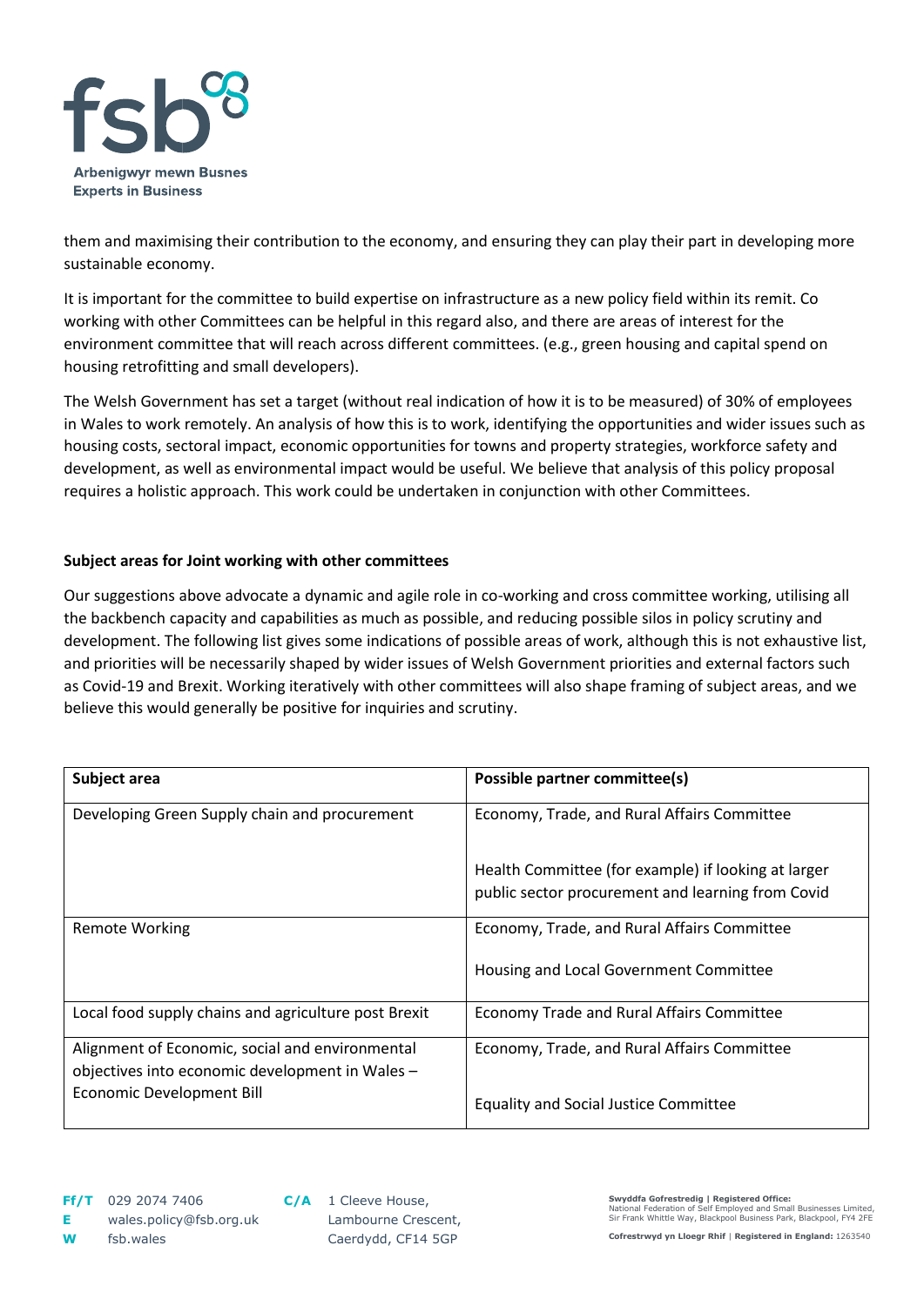them and maximising their contribution to the economy, and ensuring they can play their part in developing more sustainable economy.

It is important for the committee to build expertise on infrastructure as a new policy field within its remit. Co working with other Committees can be helpful in this regard also, and there are areas of interest for the environment committee that will reach across different committees. (e.g., green housing and capital spend on housing retrofitting and small developers).

The Welsh Government has set a target (without real indication of how it is to be measured) of 30% of employees in Wales to work remotely. An analysis of how this is to work, identifying the opportunities and wider issues such as housing costs, sectoral impact, economic opportunities for towns and property strategies, workforce safety and development, as well as environmental impact would be useful. We believe that analysis of this policy proposal requires a holistic approach. This work could be undertaken in conjunction with other Committees.

**Subject areas for Joint working with other committees**

Our suggestions above advocate a dynamic and agile role in co-working and cross committee working, utilising all the backbench capacity and capabilities as much as possible, and reducing possible silos in policy scrutiny and development. The following list gives some indications of possible areas of work, although this is not exhaustive list, and priorities will be necessarily shaped by wider issues of Welsh Government priorities and external factors such as Covid-19 and Brexit. Working iteratively with other committees will also shape framing of subject areas, and we believe this would generally be positive for inquiries and scrutiny.

| Subject area | Possible partner committee(s) |
|---|---|
| Developing Green Supply chain and procurement | Economy, Trade, and Rural Affairs Committee<br><br>Health Committee (for example) if looking at larger public sector procurement and learning from Covid |
| Remote Working | Economy, Trade, and Rural Affairs Committee<br><br>Housing and Local Government Committee |
| Local food supply chains and agriculture post Brexit | Economy Trade and Rural Affairs Committee |
| Alignment of Economic, social and environmental objectives into economic development in Wales – Economic Development Bill | Economy, Trade, and Rural Affairs Committee<br><br>Equality and Social Justice Committee |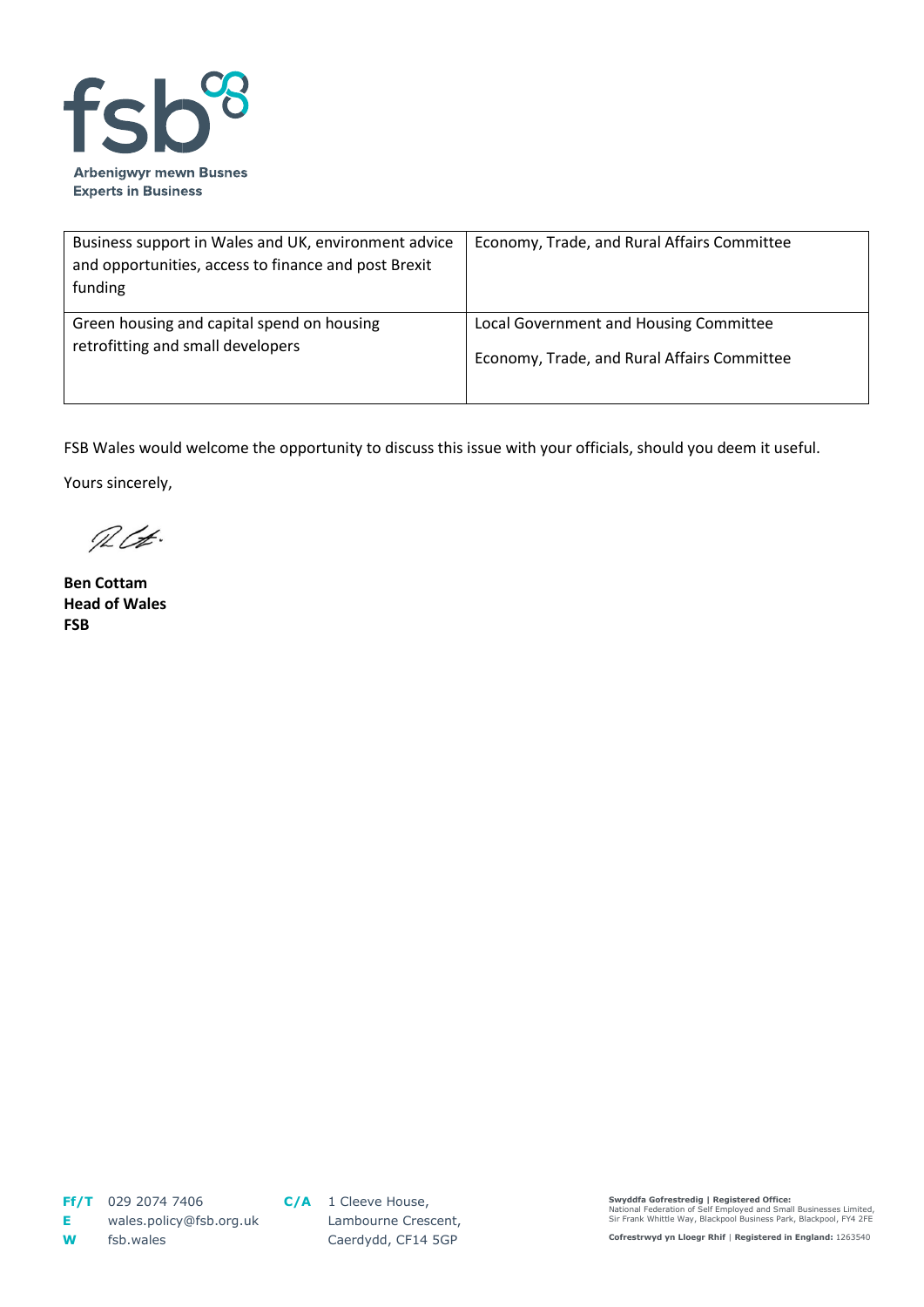| | |
|---|---|
| Business support in Wales and UK, environment advice and opportunities, access to finance and post Brexit funding | Economy, Trade, and Rural Affairs Committee |
| Green housing and capital spend on housing retrofitting and small developers | Local Government and Housing Committee<br><br>Economy, Trade, and Rural Affairs Committee |

FSB Wales would welcome the opportunity to discuss this issue with your officials, should you deem it useful.

Yours sincerely,

**Ben Cottam**
**Head of Wales**
**FSB**

**Ff/T** 029 2074 7406
**E** wales.policy@fsb.org.uk
**W** fsb.wales

**C/A** 1 Cleeve House,
Lambourne Crescent,
Caerdydd, CF14 5GP

**Swyddfa Gofrestredig | Registered Office:**
National Federation of Self Employed and Small Businesses Limited,
Sir Frank Whittle Way, Blackpool Business Park, Blackpool, FY4 2FE

**Cofrestrwyd yn Lloegr Rhif | Registered in England:** 1263540